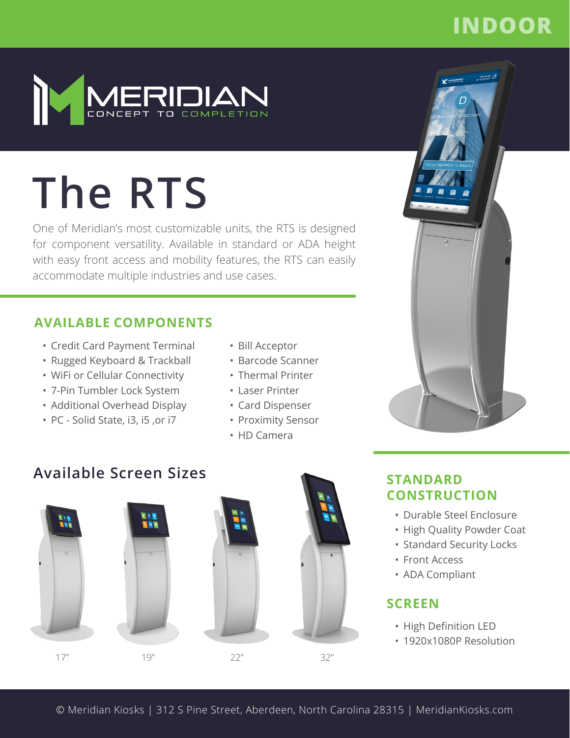INDOOR

MERIDIAN

CONCEPT TO COMPLETION

# The RTS

One of Meridian's most customizable units, the RTS is designed for component versatility. Available in standard or ADA height with easy front access and mobility features, the RTS can easily accommodate multiple industries and use cases.

## AVAILABLE COMPONENTS

- Credit Card Payment Terminal
- Rugged Keyboard & Trackball
- WiFi or Cellular Connectivity
- 7-Pin Tumbler Lock System
- Additional Overhead Display
- PC - Solid State, i3, i5 ,or i7
- Bill Acceptor
- Barcode Scanner
- Thermal Printer
- Laser Printer
- Card Dispenser
- Proximity Sensor
- HD Camera

## Available Screen Sizes

17" 19" 22" 32"

## STANDARD CONSTRUCTION

- Durable Steel Enclosure
- High Quality Powder Coat
- Standard Security Locks
- Front Access
- ADA Compliant

## SCREEN

- High Definition LED
- 1920x1080P Resolution

© Meridian Kiosks | 312 S Pine Street, Aberdeen, North Carolina 28315 | MeridianKiosks.com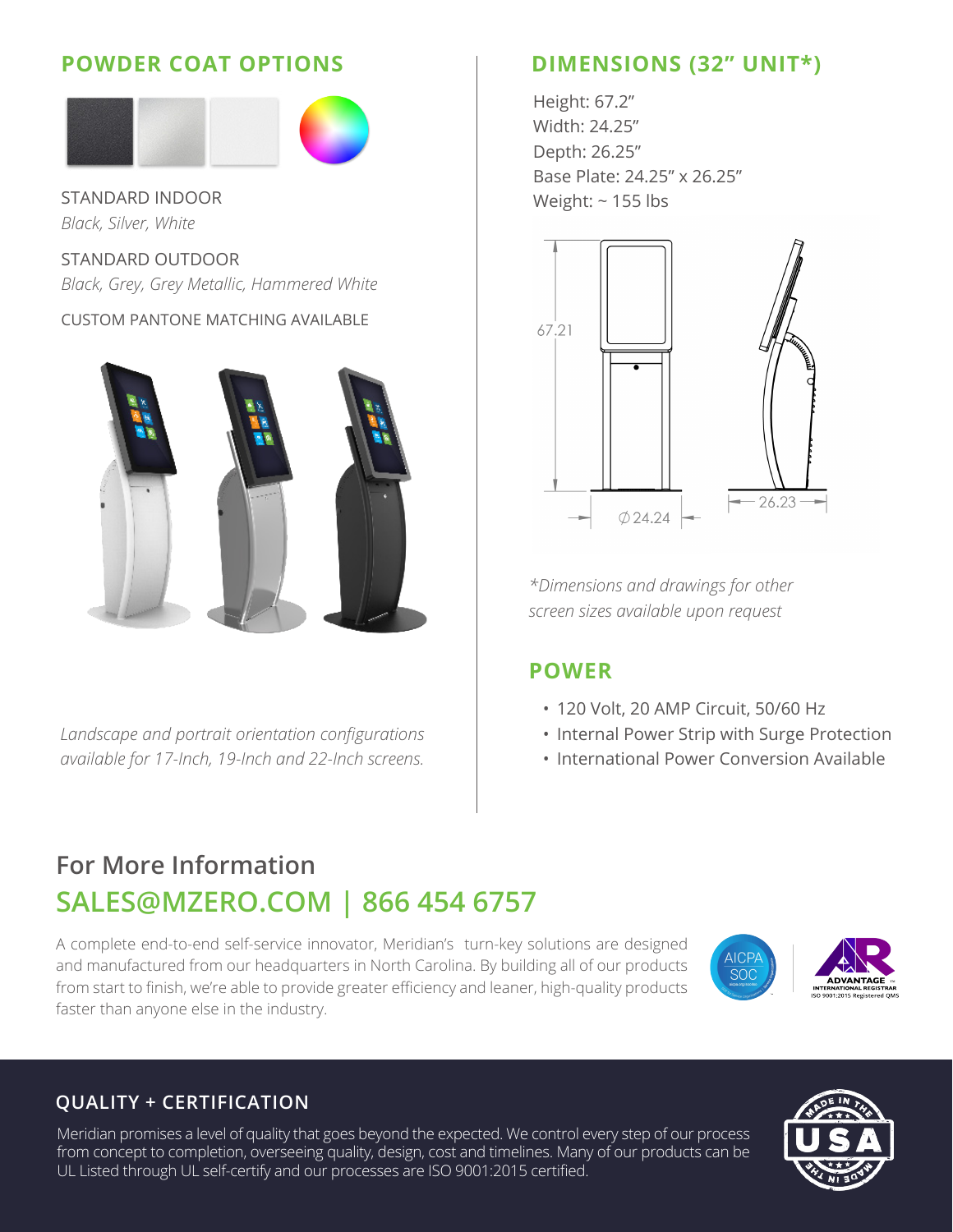## POWDER COAT OPTIONS

STANDARD INDOOR
*Black, Silver, White*

STANDARD OUTDOOR
*Black, Grey, Grey Metallic, Hammered White*

CUSTOM PANTONE MATCHING AVAILABLE

*Landscape and portrait orientation configurations available for 17-Inch, 19-Inch and 22-Inch screens.*

## DIMENSIONS (32" UNIT*)

Height: 67.2"
Width: 24.25"
Depth: 26.25"
Base Plate: 24.25" x 26.25"
Weight: ~ 155 lbs

67.21
∅24.24
26.23

*\*Dimensions and drawings for other screen sizes available upon request*

## POWER

- 120 Volt, 20 AMP Circuit, 50/60 Hz
- Internal Power Strip with Surge Protection
- International Power Conversion Available

## For More Information
## SALES@MZERO.COM | 866 454 6757

A complete end-to-end self-service innovator, Meridian's turn-key solutions are designed and manufactured from our headquarters in North Carolina. By building all of our products from start to finish, we're able to provide greater efficiency and leaner, high-quality products faster than anyone else in the industry.

AICPA SOC

ADVANTAGE INTERNATIONAL REGISTRAR ISO 9001:2015 Registered QMS

### QUALITY + CERTIFICATION

Meridian promises a level of quality that goes beyond the expected. We control every step of our process from concept to completion, overseeing quality, design, cost and timelines. Many of our products can be UL Listed through UL self-certify and our processes are ISO 9001:2015 certified.

MADE IN THE USA